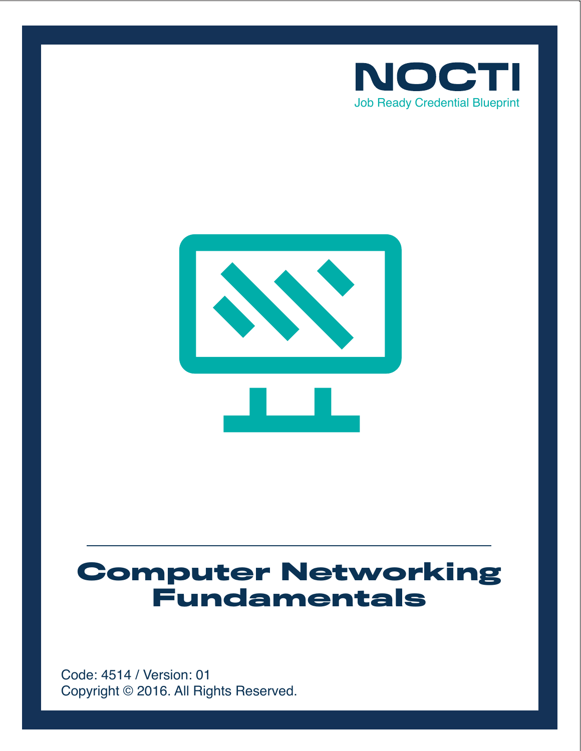NOCTI

Job Ready Credential Blueprint

# Computer Networking Fundamentals

Code: 4514 / Version: 01

Copyright © 2016. All Rights Reserved.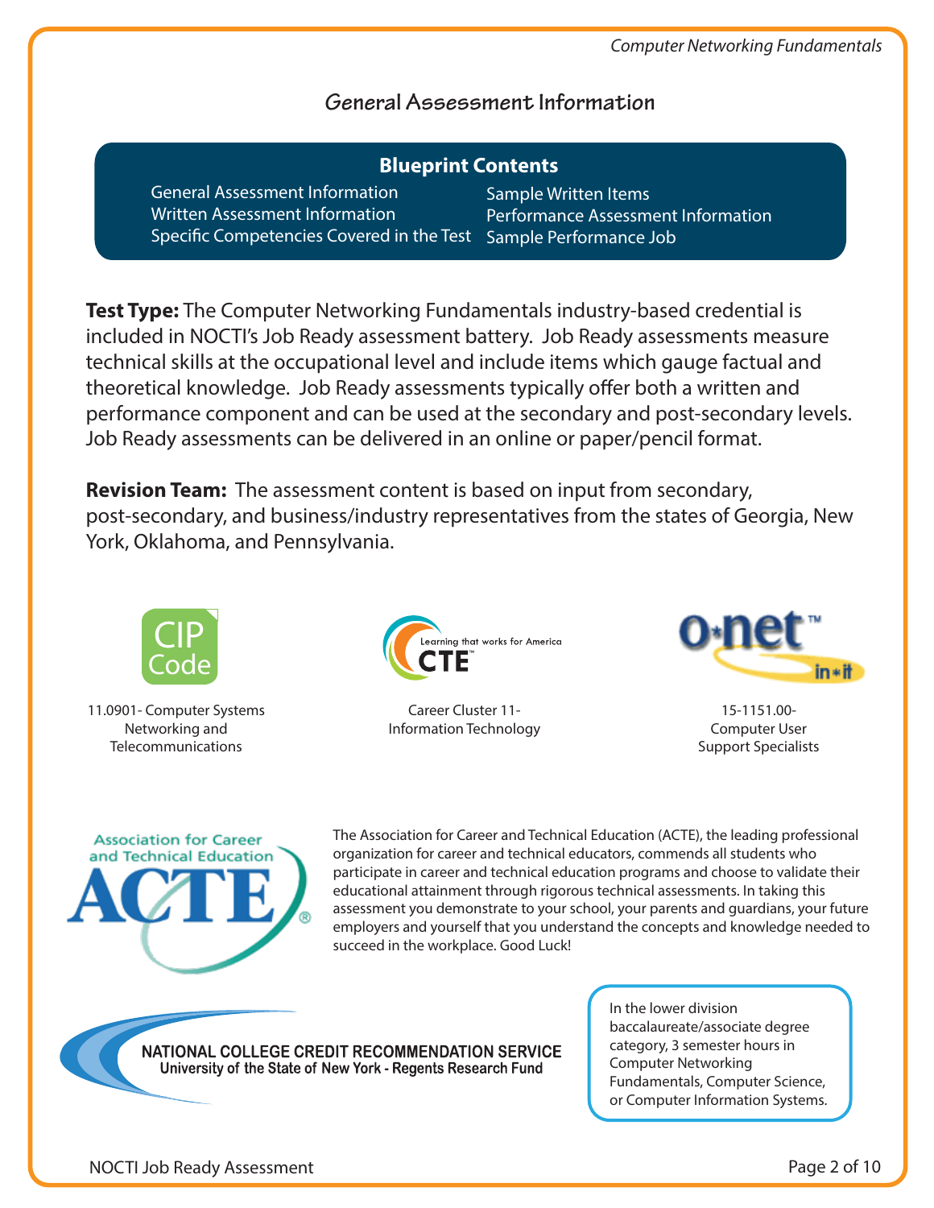## General Assessment Information

### Blueprint Contents

- General Assessment Information
- Written Assessment Information
- Specific Competencies Covered in the Test
- Sample Written Items
- Performance Assessment Information
- Sample Performance Job

**Test Type:** The Computer Networking Fundamentals industry-based credential is included in NOCTI's Job Ready assessment battery. Job Ready assessments measure technical skills at the occupational level and include items which gauge factual and theoretical knowledge. Job Ready assessments typically offer both a written and performance component and can be used at the secondary and post-secondary levels. Job Ready assessments can be delivered in an online or paper/pencil format.

**Revision Team:** The assessment content is based on input from secondary, post-secondary, and business/industry representatives from the states of Georgia, New York, Oklahoma, and Pennsylvania.

CIP Code

11.0901- Computer Systems Networking and Telecommunications

Learning that works for America CTE

Career Cluster 11- Information Technology

O*NET in*it

15-1151.00- Computer User Support Specialists

Association for Career and Technical Education ACTE

The Association for Career and Technical Education (ACTE), the leading professional organization for career and technical educators, commends all students who participate in career and technical education programs and choose to validate their educational attainment through rigorous technical assessments. In taking this assessment you demonstrate to your school, your parents and guardians, your future employers and yourself that you understand the concepts and knowledge needed to succeed in the workplace. Good Luck!

NATIONAL COLLEGE CREDIT RECOMMENDATION SERVICE
University of the State of New York - Regents Research Fund

In the lower division baccalaureate/associate degree category, 3 semester hours in Computer Networking Fundamentals, Computer Science, or Computer Information Systems.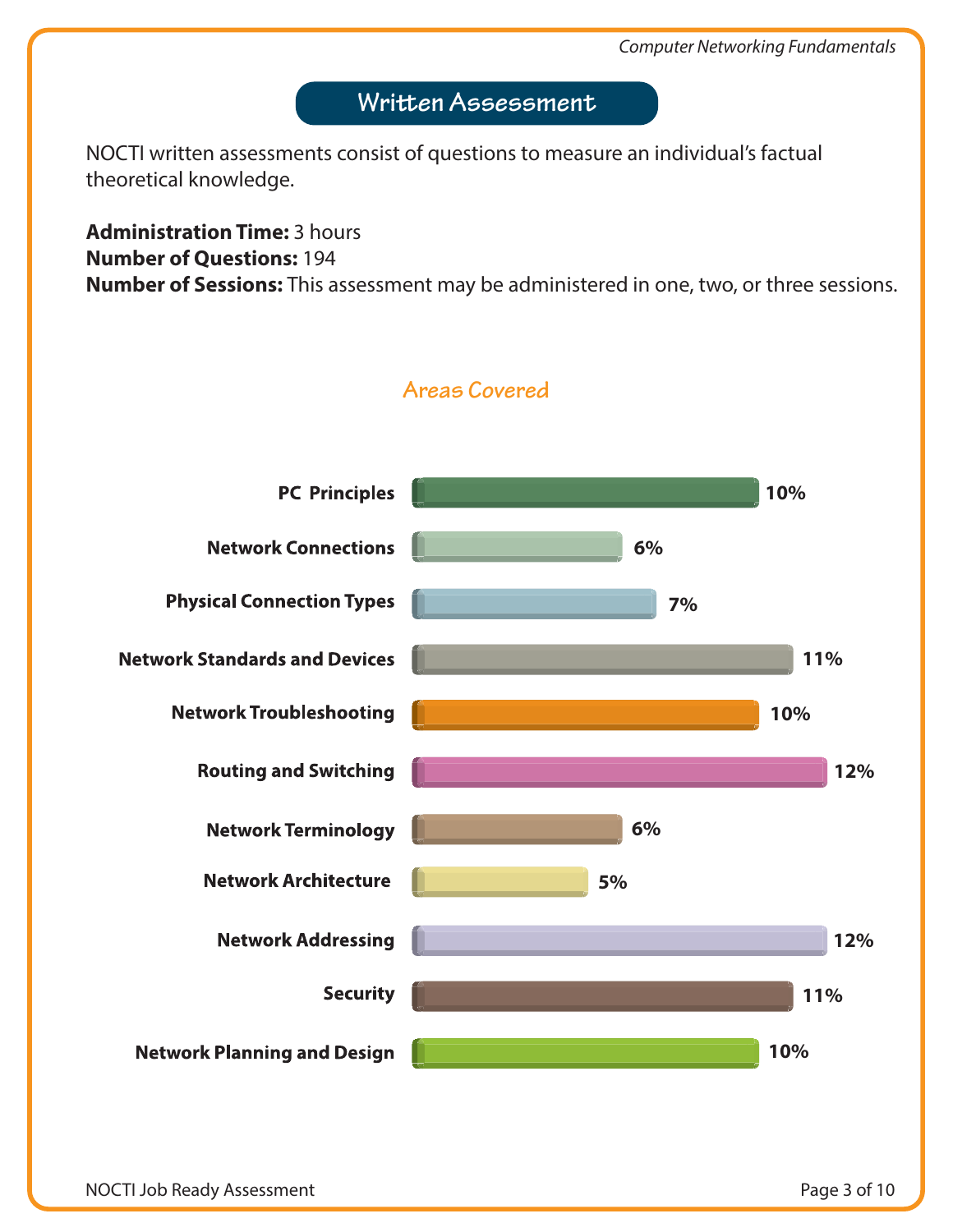## Written Assessment

NOCTI written assessments consist of questions to measure an individual's factual theoretical knowledge.

**Administration Time:** 3 hours
**Number of Questions:** 194
**Number of Sessions:** This assessment may be administered in one, two, or three sessions.

### Areas Covered

| Area | Percentage |
|---|---|
| PC Principles | 10% |
| Network Connections | 6% |
| Physical Connection Types | 7% |
| Network Standards and Devices | 11% |
| Network Troubleshooting | 10% |
| Routing and Switching | 12% |
| Network Terminology | 6% |
| Network Architecture | 5% |
| Network Addressing | 12% |
| Security | 11% |
| Network Planning and Design | 10% |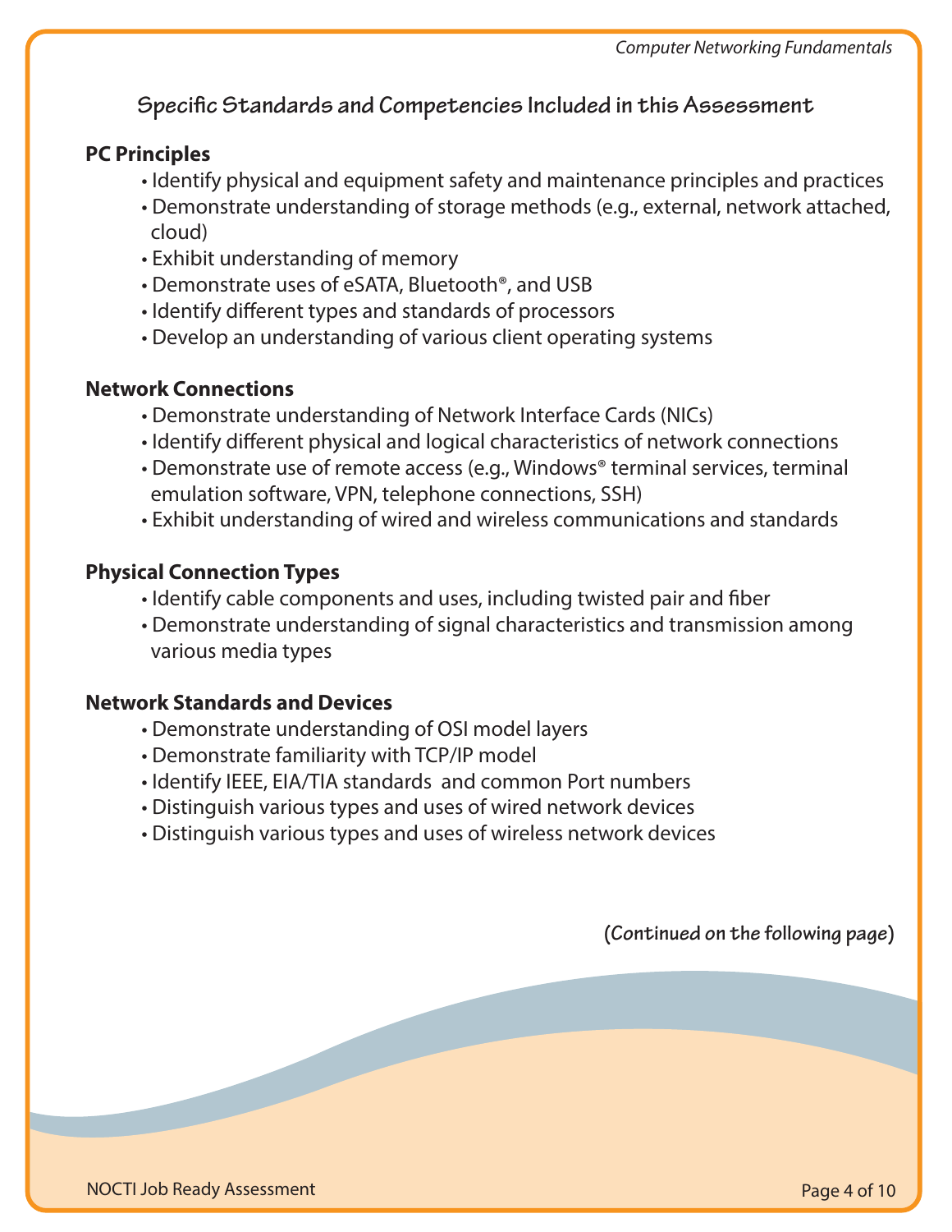## Specific Standards and Competencies Included in this Assessment

**PC Principles**

- Identify physical and equipment safety and maintenance principles and practices
- Demonstrate understanding of storage methods (e.g., external, network attached, cloud)
- Exhibit understanding of memory
- Demonstrate uses of eSATA, Bluetooth®, and USB
- Identify different types and standards of processors
- Develop an understanding of various client operating systems

**Network Connections**

- Demonstrate understanding of Network Interface Cards (NICs)
- Identify different physical and logical characteristics of network connections
- Demonstrate use of remote access (e.g., Windows® terminal services, terminal emulation software, VPN, telephone connections, SSH)
- Exhibit understanding of wired and wireless communications and standards

**Physical Connection Types**

- Identify cable components and uses, including twisted pair and fiber
- Demonstrate understanding of signal characteristics and transmission among various media types

**Network Standards and Devices**

- Demonstrate understanding of OSI model layers
- Demonstrate familiarity with TCP/IP model
- Identify IEEE, EIA/TIA standards and common Port numbers
- Distinguish various types and uses of wired network devices
- Distinguish various types and uses of wireless network devices

**(Continued on the following page)**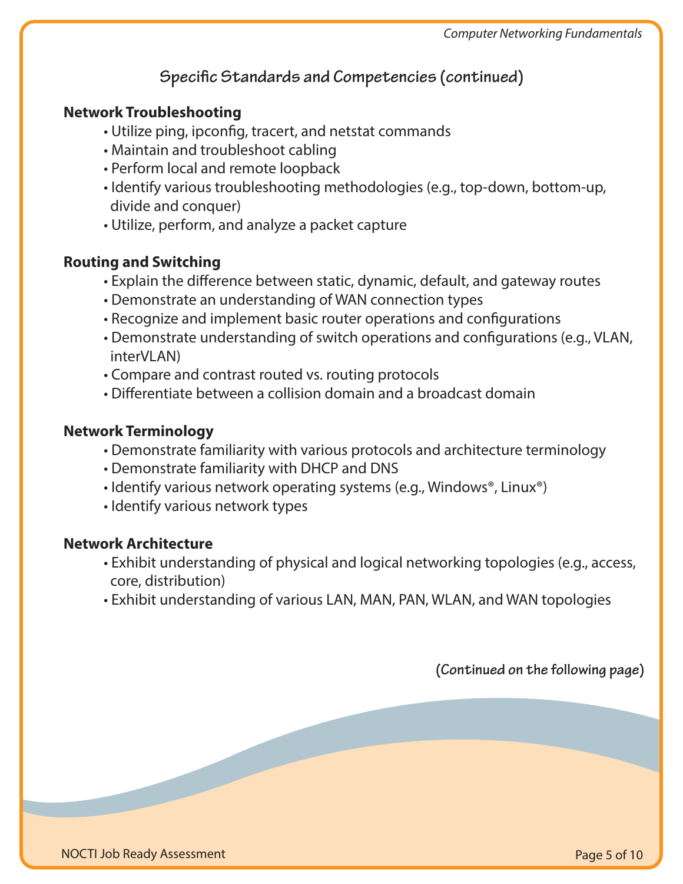## Specific Standards and Competencies (continued)

### Network Troubleshooting

- Utilize ping, ipconfig, tracert, and netstat commands
- Maintain and troubleshoot cabling
- Perform local and remote loopback
- Identify various troubleshooting methodologies (e.g., top-down, bottom-up, divide and conquer)
- Utilize, perform, and analyze a packet capture

### Routing and Switching

- Explain the difference between static, dynamic, default, and gateway routes
- Demonstrate an understanding of WAN connection types
- Recognize and implement basic router operations and configurations
- Demonstrate understanding of switch operations and configurations (e.g., VLAN, interVLAN)
- Compare and contrast routed vs. routing protocols
- Differentiate between a collision domain and a broadcast domain

### Network Terminology

- Demonstrate familiarity with various protocols and architecture terminology
- Demonstrate familiarity with DHCP and DNS
- Identify various network operating systems (e.g., Windows®, Linux®)
- Identify various network types

### Network Architecture

- Exhibit understanding of physical and logical networking topologies (e.g., access, core, distribution)
- Exhibit understanding of various LAN, MAN, PAN, WLAN, and WAN topologies

**(Continued on the following page)**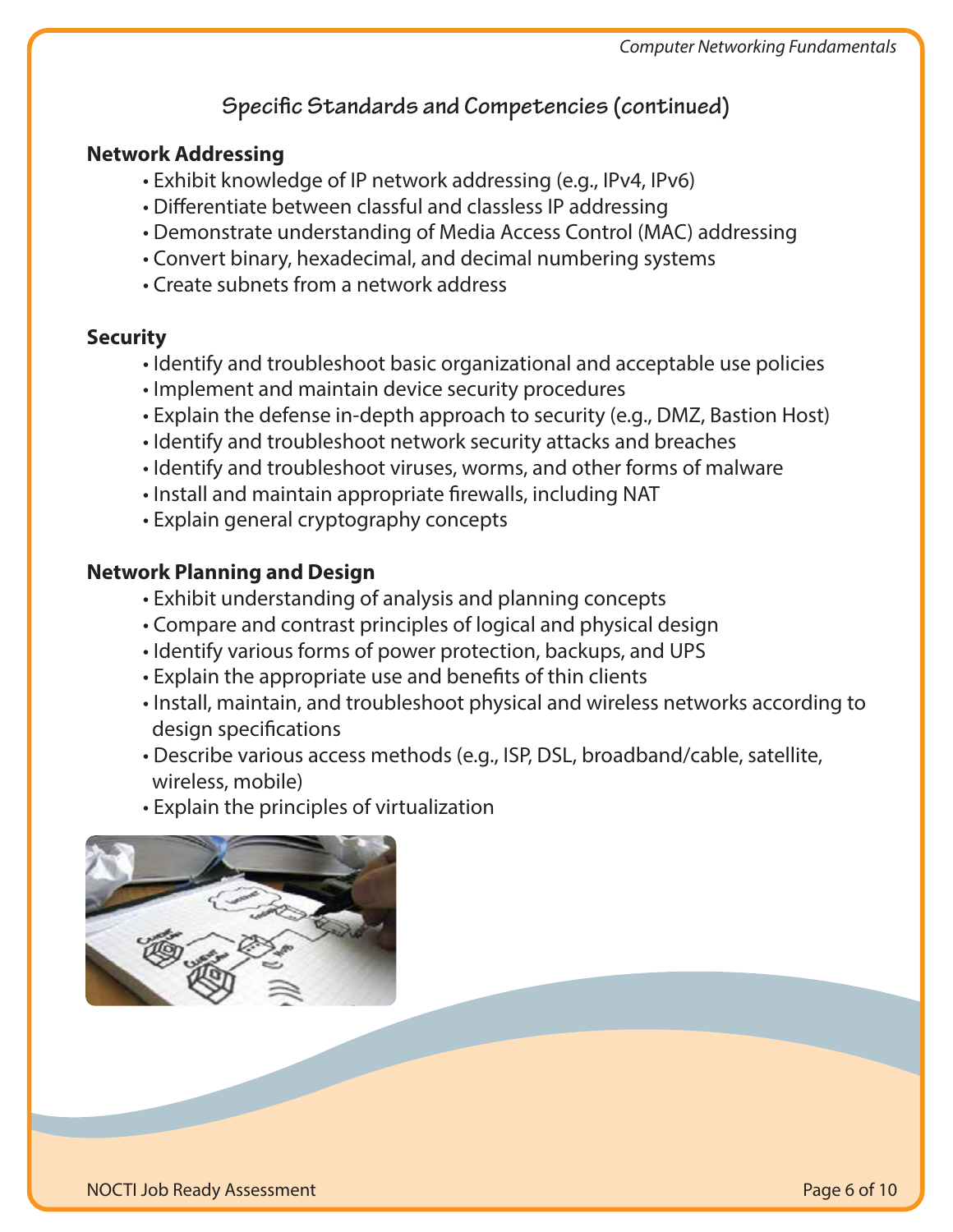## Specific Standards and Competencies (continued)

### Network Addressing

- Exhibit knowledge of IP network addressing (e.g., IPv4, IPv6)
- Differentiate between classful and classless IP addressing
- Demonstrate understanding of Media Access Control (MAC) addressing
- Convert binary, hexadecimal, and decimal numbering systems
- Create subnets from a network address

### Security

- Identify and troubleshoot basic organizational and acceptable use policies
- Implement and maintain device security procedures
- Explain the defense in-depth approach to security (e.g., DMZ, Bastion Host)
- Identify and troubleshoot network security attacks and breaches
- Identify and troubleshoot viruses, worms, and other forms of malware
- Install and maintain appropriate firewalls, including NAT
- Explain general cryptography concepts

### Network Planning and Design

- Exhibit understanding of analysis and planning concepts
- Compare and contrast principles of logical and physical design
- Identify various forms of power protection, backups, and UPS
- Explain the appropriate use and benefits of thin clients
- Install, maintain, and troubleshoot physical and wireless networks according to design specifications
- Describe various access methods (e.g., ISP, DSL, broadband/cable, satellite, wireless, mobile)
- Explain the principles of virtualization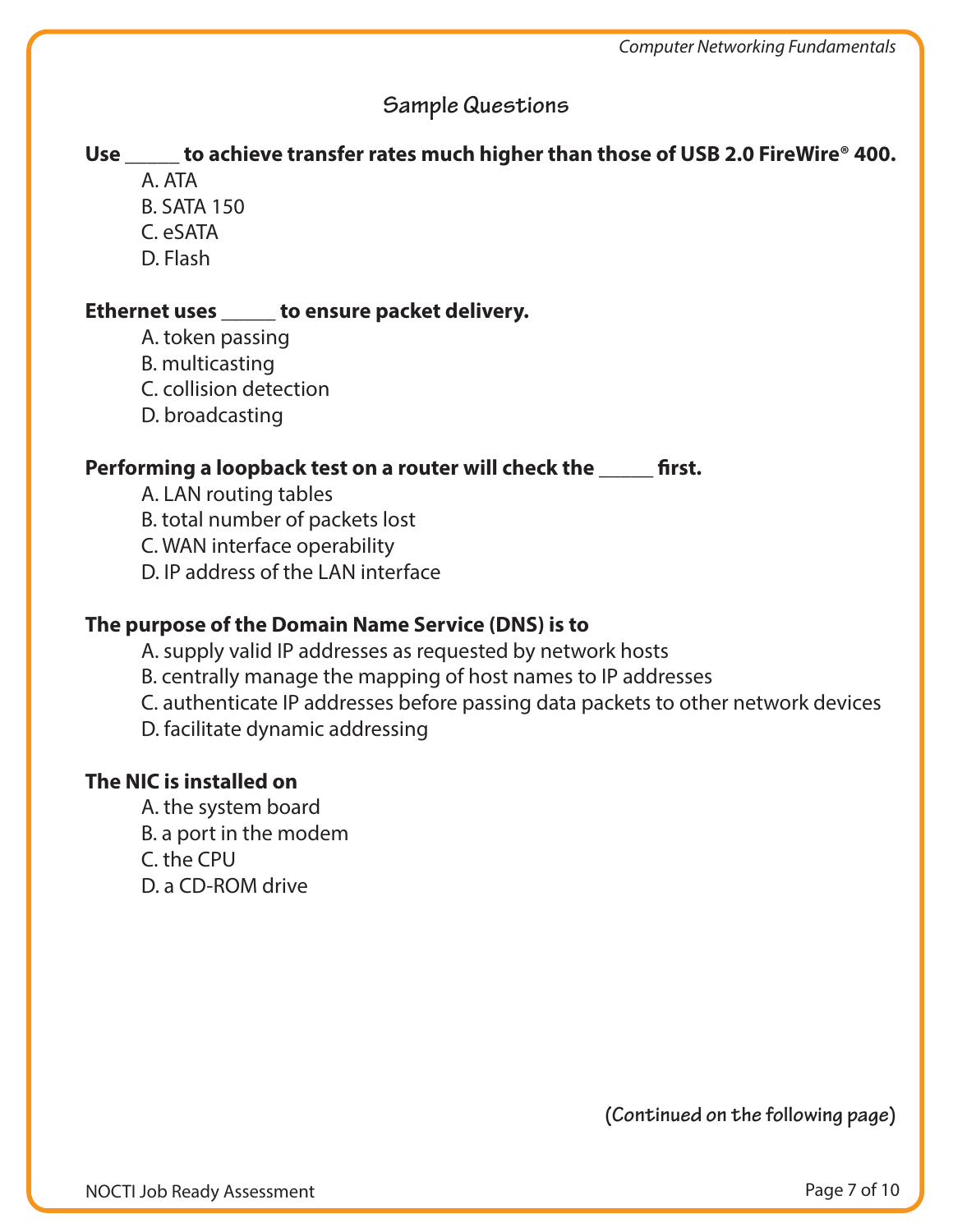## Sample Questions

**Use _____ to achieve transfer rates much higher than those of USB 2.0 FireWire® 400.**

A. ATA
B. SATA 150
C. eSATA
D. Flash

**Ethernet uses _____ to ensure packet delivery.**

A. token passing
B. multicasting
C. collision detection
D. broadcasting

**Performing a loopback test on a router will check the _____ first.**

A. LAN routing tables
B. total number of packets lost
C. WAN interface operability
D. IP address of the LAN interface

**The purpose of the Domain Name Service (DNS) is to**

A. supply valid IP addresses as requested by network hosts
B. centrally manage the mapping of host names to IP addresses
C. authenticate IP addresses before passing data packets to other network devices
D. facilitate dynamic addressing

**The NIC is installed on**

A. the system board
B. a port in the modem
C. the CPU
D. a CD-ROM drive

**(Continued on the following page)**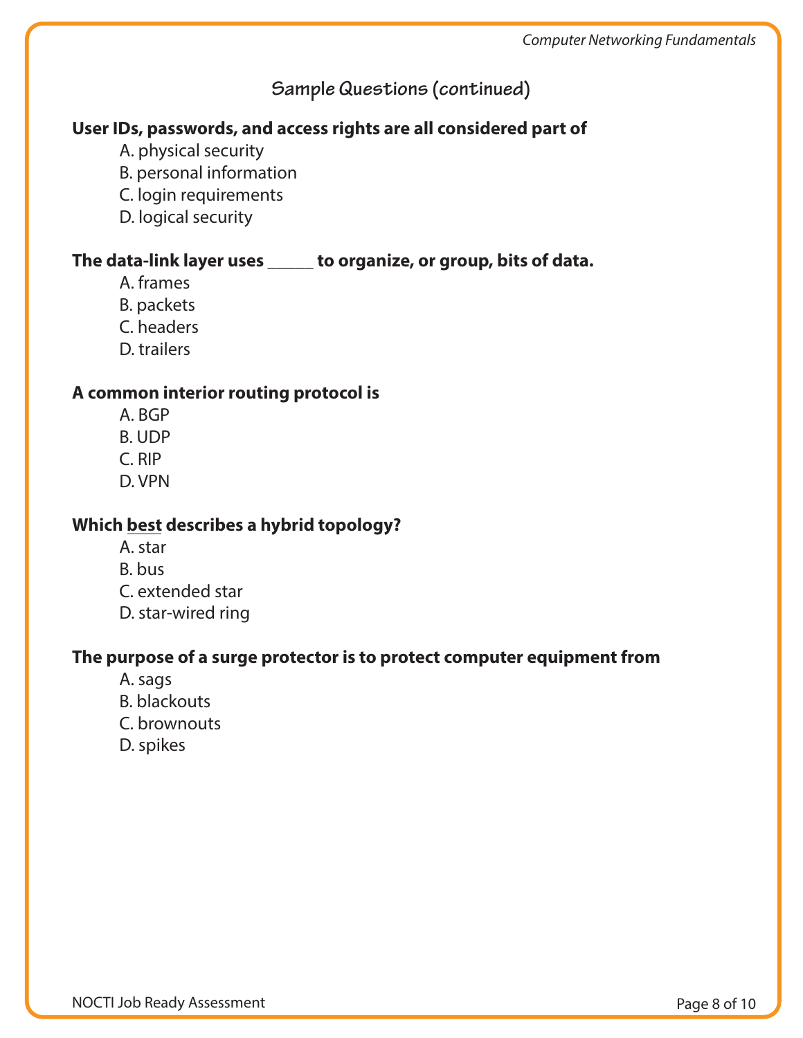## Sample Questions (continued)

**User IDs, passwords, and access rights are all considered part of**

A. physical security
B. personal information
C. login requirements
D. logical security

**The data-link layer uses _____ to organize, or group, bits of data.**

A. frames
B. packets
C. headers
D. trailers

**A common interior routing protocol is**

A. BGP
B. UDP
C. RIP
D. VPN

**Which <u>best</u> describes a hybrid topology?**

A. star
B. bus
C. extended star
D. star-wired ring

**The purpose of a surge protector is to protect computer equipment from**

A. sags
B. blackouts
C. brownouts
D. spikes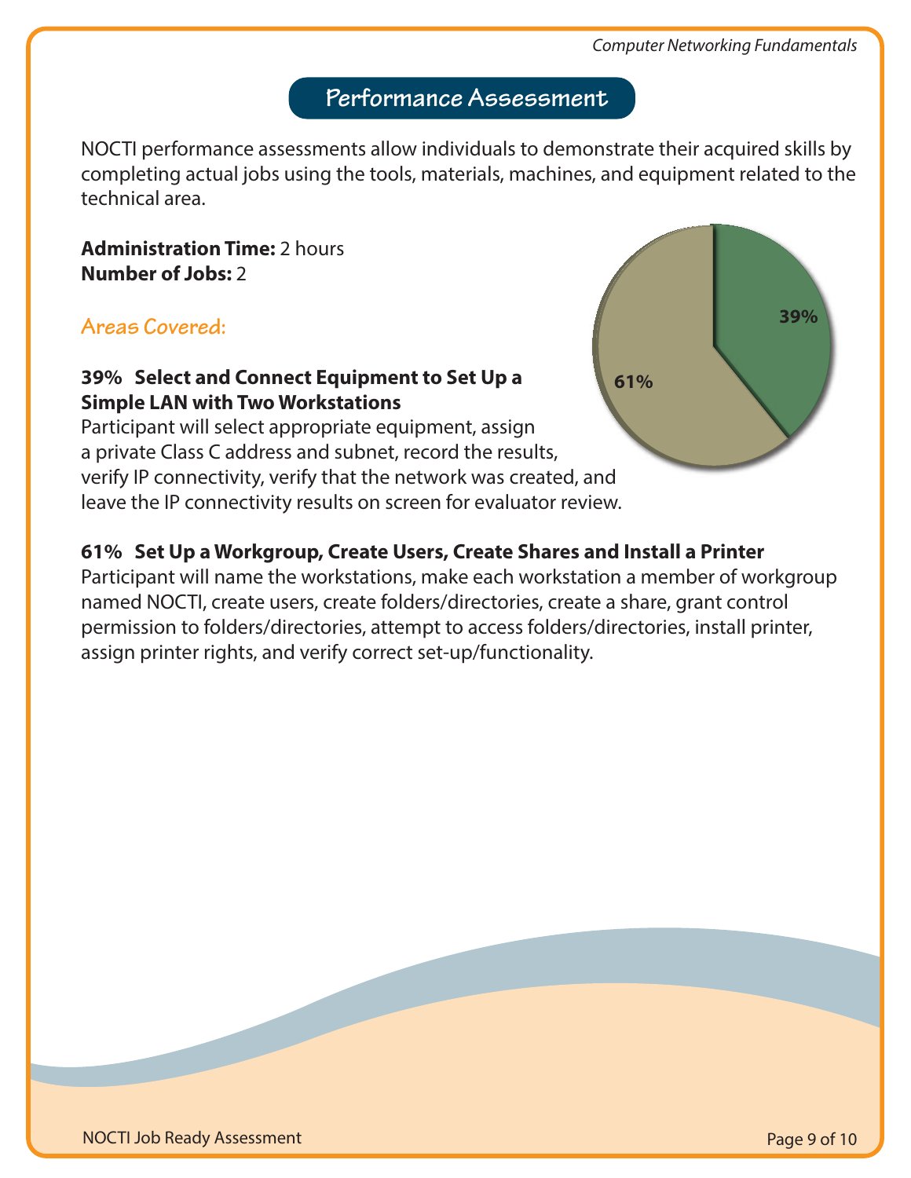## Performance Assessment

NOCTI performance assessments allow individuals to demonstrate their acquired skills by completing actual jobs using the tools, materials, machines, and equipment related to the technical area.

**Administration Time:** 2 hours
**Number of Jobs:** 2

### Areas Covered:

**39% Select and Connect Equipment to Set Up a Simple LAN with Two Workstations**
Participant will select appropriate equipment, assign a private Class C address and subnet, record the results, verify IP connectivity, verify that the network was created, and leave the IP connectivity results on screen for evaluator review.

**61% Set Up a Workgroup, Create Users, Create Shares and Install a Printer**
Participant will name the workstations, make each workstation a member of workgroup named NOCTI, create users, create folders/directories, create a share, grant control permission to folders/directories, attempt to access folders/directories, install printer, assign printer rights, and verify correct set-up/functionality.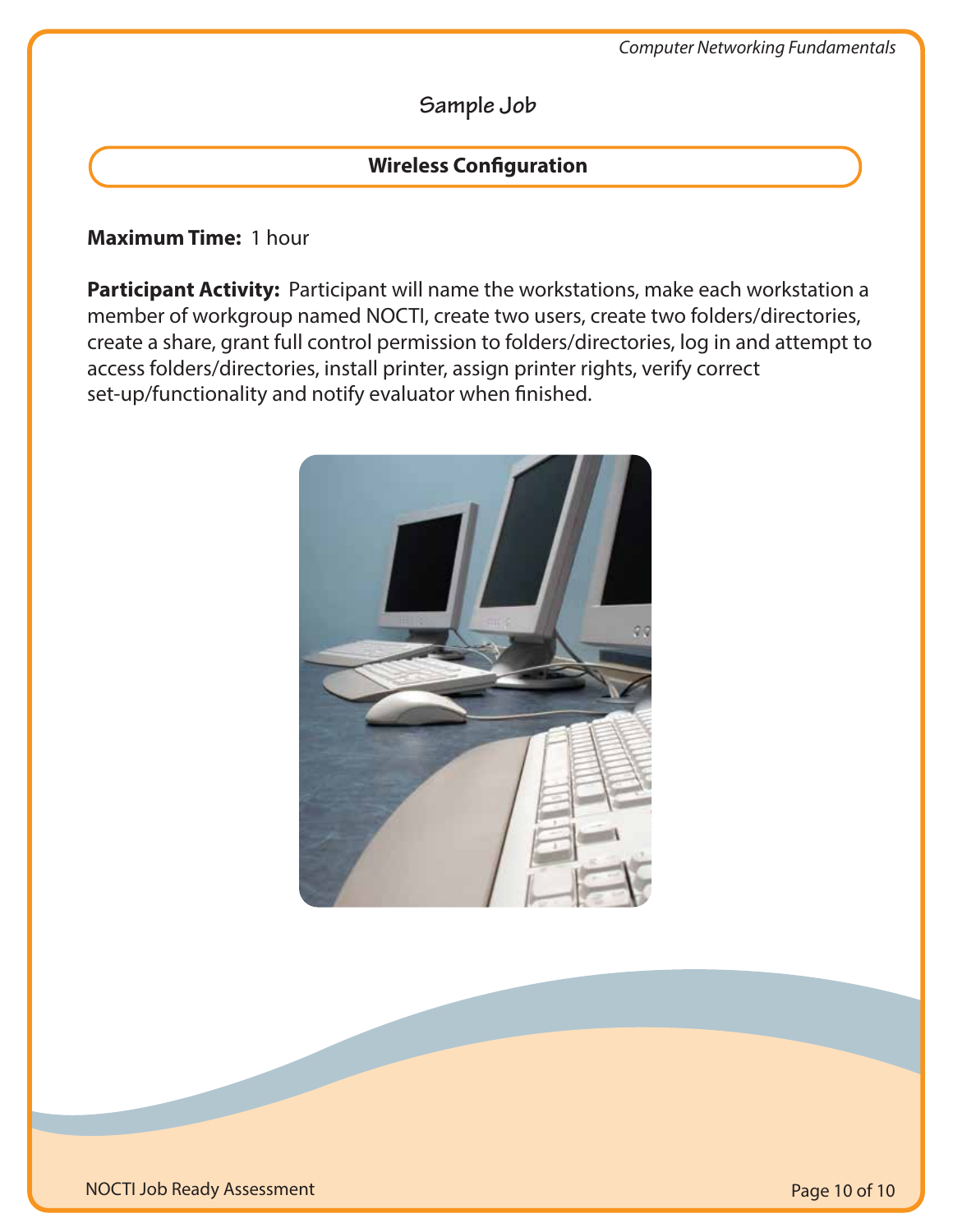## Sample Job

### Wireless Configuration

**Maximum Time:** 1 hour

**Participant Activity:** Participant will name the workstations, make each workstation a member of workgroup named NOCTI, create two users, create two folders/directories, create a share, grant full control permission to folders/directories, log in and attempt to access folders/directories, install printer, assign printer rights, verify correct set-up/functionality and notify evaluator when finished.